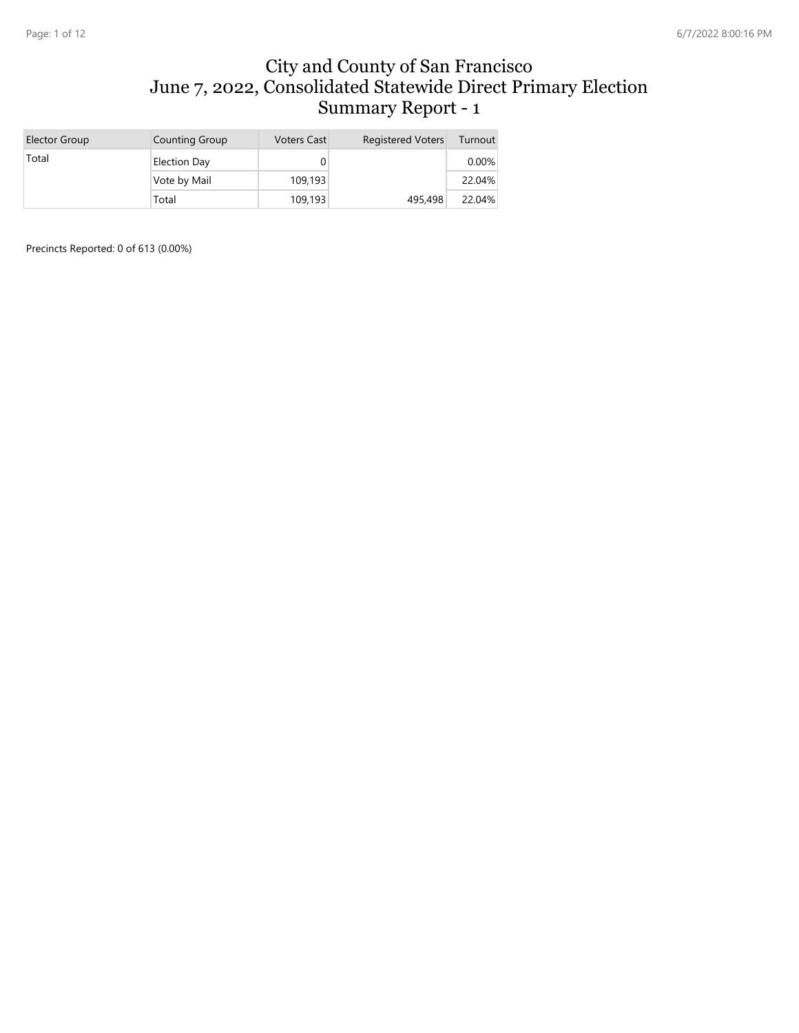# City and County of San Francisco
# June 7, 2022, Consolidated Statewide Direct Primary Election
# Summary Report - 1

| Elector Group | Counting Group | Voters Cast | Registered Voters | Turnout |
|---|---|---|---|---|
| Total | Election Day | 0 | | 0.00% |
| | Vote by Mail | 109,193 | | 22.04% |
| | Total | 109,193 | 495,498 | 22.04% |

Precincts Reported: 0 of 613 (0.00%)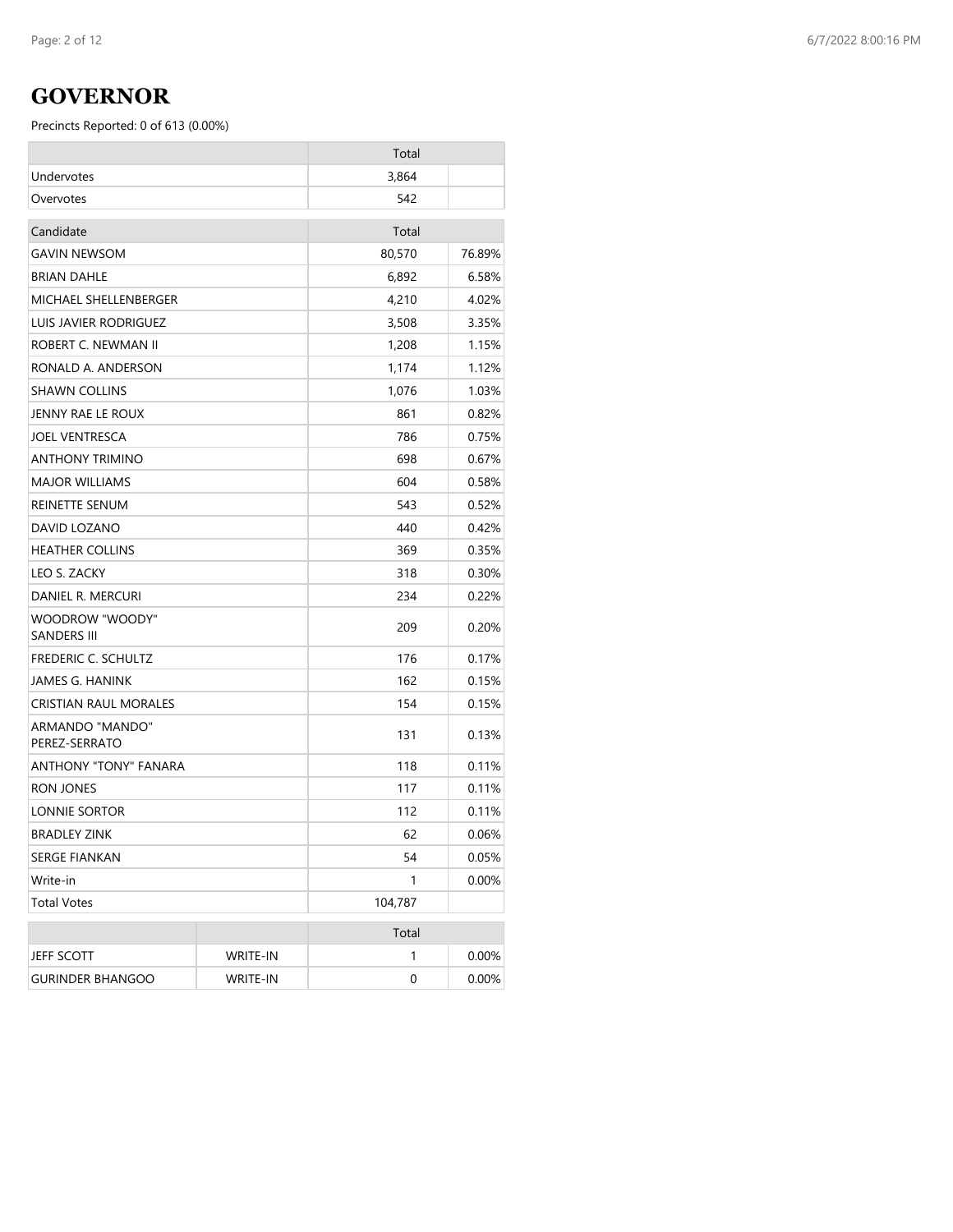# GOVERNOR

Precincts Reported: 0 of 613 (0.00%)

| | Total | |
|---|---|---|
| Undervotes | 3,864 | |
| Overvotes | 542 | |

| Candidate | Total | |
|---|---|---|
| GAVIN NEWSOM | 80,570 | 76.89% |
| BRIAN DAHLE | 6,892 | 6.58% |
| MICHAEL SHELLENBERGER | 4,210 | 4.02% |
| LUIS JAVIER RODRIGUEZ | 3,508 | 3.35% |
| ROBERT C. NEWMAN II | 1,208 | 1.15% |
| RONALD A. ANDERSON | 1,174 | 1.12% |
| SHAWN COLLINS | 1,076 | 1.03% |
| JENNY RAE LE ROUX | 861 | 0.82% |
| JOEL VENTRESCA | 786 | 0.75% |
| ANTHONY TRIMINO | 698 | 0.67% |
| MAJOR WILLIAMS | 604 | 0.58% |
| REINETTE SENUM | 543 | 0.52% |
| DAVID LOZANO | 440 | 0.42% |
| HEATHER COLLINS | 369 | 0.35% |
| LEO S. ZACKY | 318 | 0.30% |
| DANIEL R. MERCURI | 234 | 0.22% |
| WOODROW "WOODY" SANDERS III | 209 | 0.20% |
| FREDERIC C. SCHULTZ | 176 | 0.17% |
| JAMES G. HANINK | 162 | 0.15% |
| CRISTIAN RAUL MORALES | 154 | 0.15% |
| ARMANDO "MANDO" PEREZ-SERRATO | 131 | 0.13% |
| ANTHONY "TONY" FANARA | 118 | 0.11% |
| RON JONES | 117 | 0.11% |
| LONNIE SORTOR | 112 | 0.11% |
| BRADLEY ZINK | 62 | 0.06% |
| SERGE FIANKAN | 54 | 0.05% |
| Write-in | 1 | 0.00% |
| Total Votes | 104,787 | |

| | | Total | |
|---|---|---|---|
| JEFF SCOTT | WRITE-IN | 1 | 0.00% |
| GURINDER BHANGOO | WRITE-IN | 0 | 0.00% |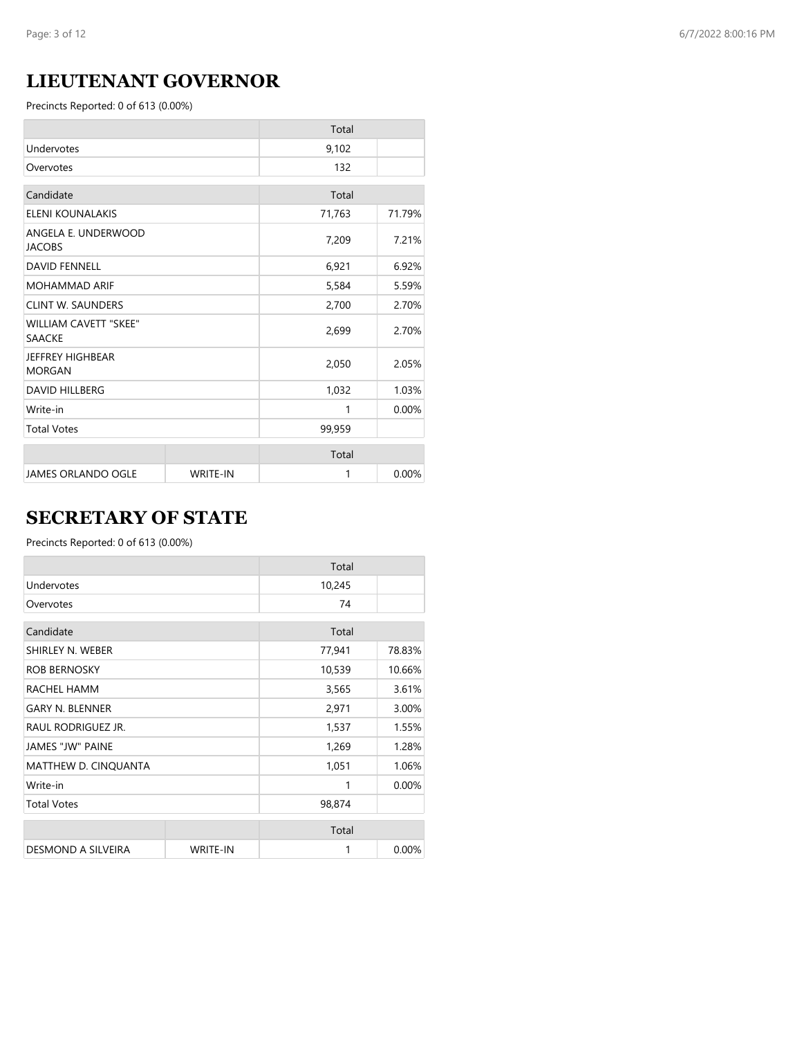## LIEUTENANT GOVERNOR

Precincts Reported: 0 of 613 (0.00%)

| | Total | |
|---|---|---|
| Undervotes | 9,102 | |
| Overvotes | 132 | |

| Candidate | Total | |
|---|---|---|
| ELENI KOUNALAKIS | 71,763 | 71.79% |
| ANGELA E. UNDERWOOD JACOBS | 7,209 | 7.21% |
| DAVID FENNELL | 6,921 | 6.92% |
| MOHAMMAD ARIF | 5,584 | 5.59% |
| CLINT W. SAUNDERS | 2,700 | 2.70% |
| WILLIAM CAVETT "SKEE" SAACKE | 2,699 | 2.70% |
| JEFFREY HIGHBEAR MORGAN | 2,050 | 2.05% |
| DAVID HILLBERG | 1,032 | 1.03% |
| Write-in | 1 | 0.00% |
| Total Votes | 99,959 | |

| | | Total | |
|---|---|---|---|
| JAMES ORLANDO OGLE | WRITE-IN | 1 | 0.00% |

## SECRETARY OF STATE

Precincts Reported: 0 of 613 (0.00%)

| | Total | |
|---|---|---|
| Undervotes | 10,245 | |
| Overvotes | 74 | |

| Candidate | Total | |
|---|---|---|
| SHIRLEY N. WEBER | 77,941 | 78.83% |
| ROB BERNOSKY | 10,539 | 10.66% |
| RACHEL HAMM | 3,565 | 3.61% |
| GARY N. BLENNER | 2,971 | 3.00% |
| RAUL RODRIGUEZ JR. | 1,537 | 1.55% |
| JAMES "JW" PAINE | 1,269 | 1.28% |
| MATTHEW D. CINQUANTA | 1,051 | 1.06% |
| Write-in | 1 | 0.00% |
| Total Votes | 98,874 | |

| | | Total | |
|---|---|---|---|
| DESMOND A SILVEIRA | WRITE-IN | 1 | 0.00% |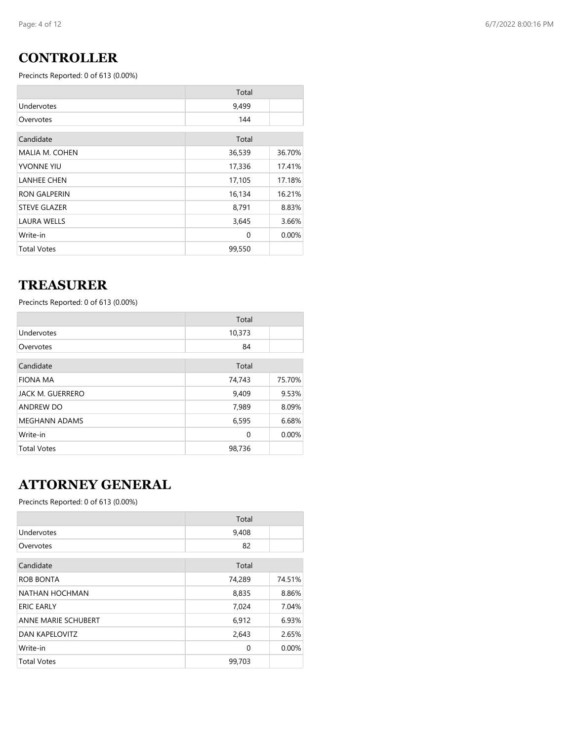## CONTROLLER

Precincts Reported: 0 of 613 (0.00%)

| | Total | |
|---|---|---|
| Undervotes | 9,499 | |
| Overvotes | 144 | |
| **Candidate** | **Total** | |
| MALIA M. COHEN | 36,539 | 36.70% |
| YVONNE YIU | 17,336 | 17.41% |
| LANHEE CHEN | 17,105 | 17.18% |
| RON GALPERIN | 16,134 | 16.21% |
| STEVE GLAZER | 8,791 | 8.83% |
| LAURA WELLS | 3,645 | 3.66% |
| Write-in | 0 | 0.00% |
| Total Votes | 99,550 | |

## TREASURER

Precincts Reported: 0 of 613 (0.00%)

| | Total | |
|---|---|---|
| Undervotes | 10,373 | |
| Overvotes | 84 | |
| **Candidate** | **Total** | |
| FIONA MA | 74,743 | 75.70% |
| JACK M. GUERRERO | 9,409 | 9.53% |
| ANDREW DO | 7,989 | 8.09% |
| MEGHANN ADAMS | 6,595 | 6.68% |
| Write-in | 0 | 0.00% |
| Total Votes | 98,736 | |

## ATTORNEY GENERAL

Precincts Reported: 0 of 613 (0.00%)

| | Total | |
|---|---|---|
| Undervotes | 9,408 | |
| Overvotes | 82 | |
| **Candidate** | **Total** | |
| ROB BONTA | 74,289 | 74.51% |
| NATHAN HOCHMAN | 8,835 | 8.86% |
| ERIC EARLY | 7,024 | 7.04% |
| ANNE MARIE SCHUBERT | 6,912 | 6.93% |
| DAN KAPELOVITZ | 2,643 | 2.65% |
| Write-in | 0 | 0.00% |
| Total Votes | 99,703 | |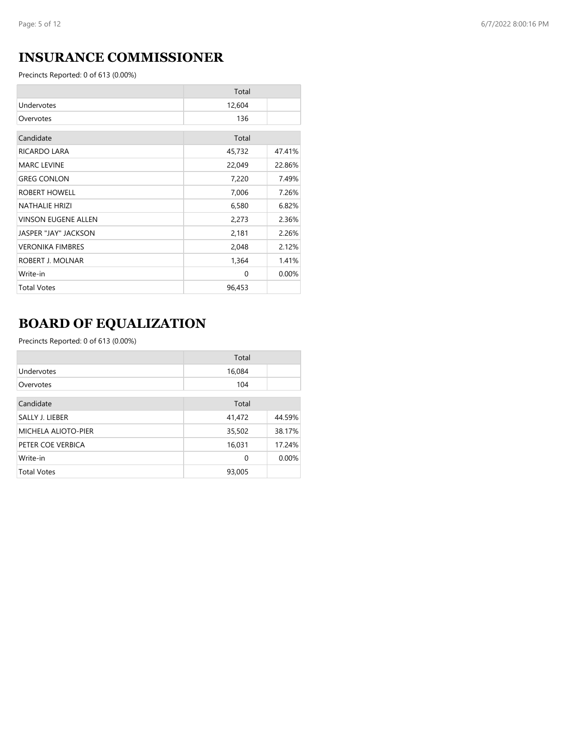## INSURANCE COMMISSIONER

Precincts Reported: 0 of 613 (0.00%)

| | Total | |
|---|---|---|
| Undervotes | 12,604 | |
| Overvotes | 136 | |

| Candidate | Total | |
|---|---|---|
| RICARDO LARA | 45,732 | 47.41% |
| MARC LEVINE | 22,049 | 22.86% |
| GREG CONLON | 7,220 | 7.49% |
| ROBERT HOWELL | 7,006 | 7.26% |
| NATHALIE HRIZI | 6,580 | 6.82% |
| VINSON EUGENE ALLEN | 2,273 | 2.36% |
| JASPER "JAY" JACKSON | 2,181 | 2.26% |
| VERONIKA FIMBRES | 2,048 | 2.12% |
| ROBERT J. MOLNAR | 1,364 | 1.41% |
| Write-in | 0 | 0.00% |
| Total Votes | 96,453 | |

## BOARD OF EQUALIZATION

Precincts Reported: 0 of 613 (0.00%)

| | Total | |
|---|---|---|
| Undervotes | 16,084 | |
| Overvotes | 104 | |

| Candidate | Total | |
|---|---|---|
| SALLY J. LIEBER | 41,472 | 44.59% |
| MICHELA ALIOTO-PIER | 35,502 | 38.17% |
| PETER COE VERBICA | 16,031 | 17.24% |
| Write-in | 0 | 0.00% |
| Total Votes | 93,005 | |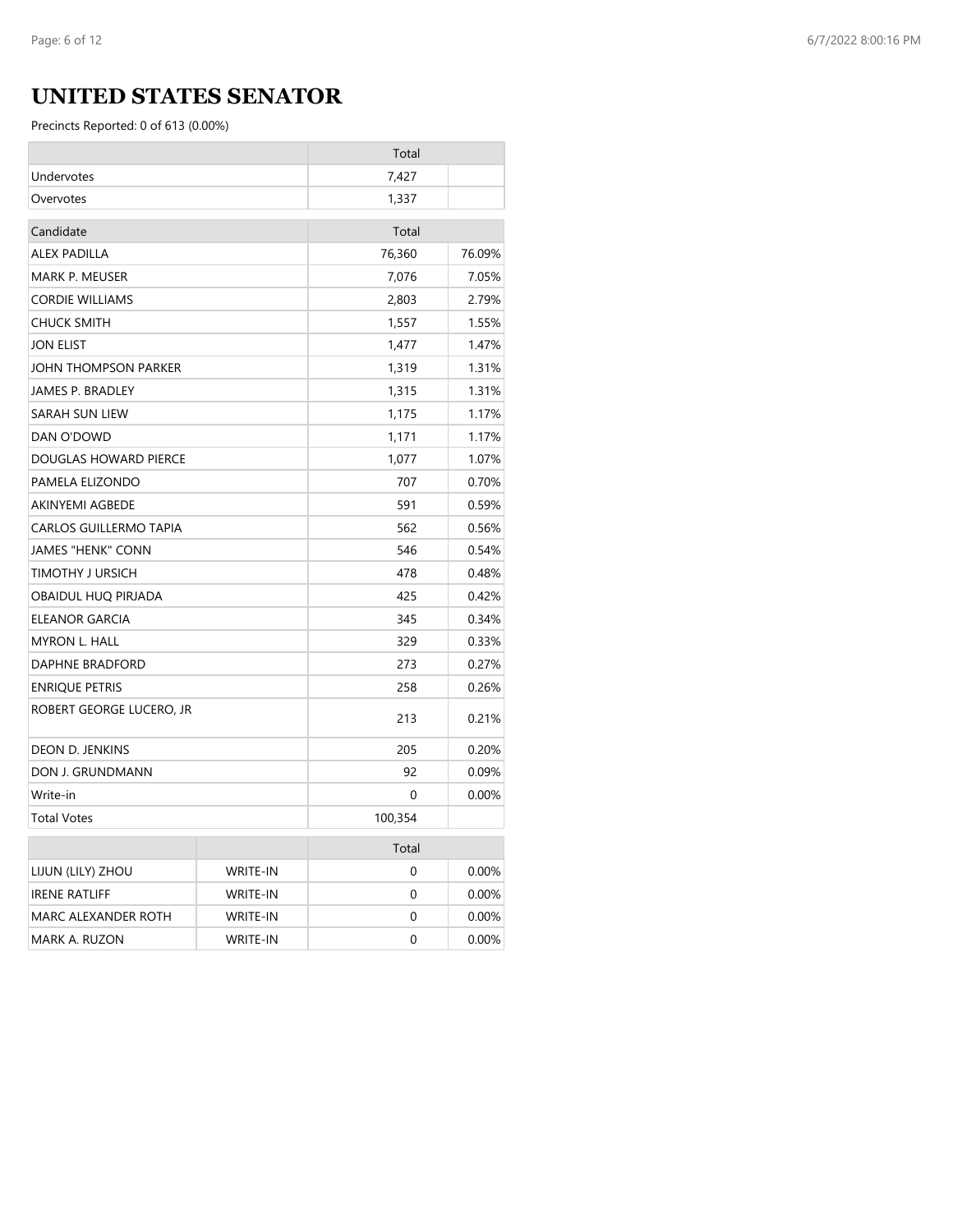# UNITED STATES SENATOR

Precincts Reported: 0 of 613 (0.00%)

| | Total | |
|---|---|---|
| Undervotes | 7,427 | |
| Overvotes | 1,337 | |

| Candidate | Total | |
|---|---|---|
| ALEX PADILLA | 76,360 | 76.09% |
| MARK P. MEUSER | 7,076 | 7.05% |
| CORDIE WILLIAMS | 2,803 | 2.79% |
| CHUCK SMITH | 1,557 | 1.55% |
| JON ELIST | 1,477 | 1.47% |
| JOHN THOMPSON PARKER | 1,319 | 1.31% |
| JAMES P. BRADLEY | 1,315 | 1.31% |
| SARAH SUN LIEW | 1,175 | 1.17% |
| DAN O'DOWD | 1,171 | 1.17% |
| DOUGLAS HOWARD PIERCE | 1,077 | 1.07% |
| PAMELA ELIZONDO | 707 | 0.70% |
| AKINYEMI AGBEDE | 591 | 0.59% |
| CARLOS GUILLERMO TAPIA | 562 | 0.56% |
| JAMES "HENK" CONN | 546 | 0.54% |
| TIMOTHY J URSICH | 478 | 0.48% |
| OBAIDUL HUQ PIRJADA | 425 | 0.42% |
| ELEANOR GARCIA | 345 | 0.34% |
| MYRON L. HALL | 329 | 0.33% |
| DAPHNE BRADFORD | 273 | 0.27% |
| ENRIQUE PETRIS | 258 | 0.26% |
| ROBERT GEORGE LUCERO, JR | 213 | 0.21% |
| DEON D. JENKINS | 205 | 0.20% |
| DON J. GRUNDMANN | 92 | 0.09% |
| Write-in | 0 | 0.00% |
| Total Votes | 100,354 | |

| | | Total | |
|---|---|---|---|
| LIJUN (LILY) ZHOU | WRITE-IN | 0 | 0.00% |
| IRENE RATLIFF | WRITE-IN | 0 | 0.00% |
| MARC ALEXANDER ROTH | WRITE-IN | 0 | 0.00% |
| MARK A. RUZON | WRITE-IN | 0 | 0.00% |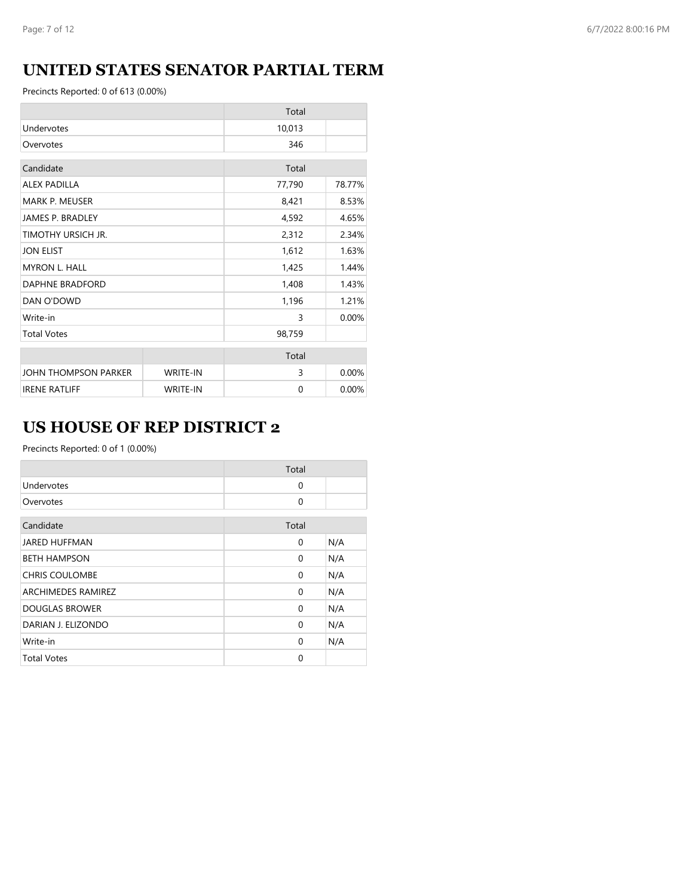## UNITED STATES SENATOR PARTIAL TERM

Precincts Reported: 0 of 613 (0.00%)

| | Total | |
|---|---|---|
| Undervotes | 10,013 | |
| Overvotes | 346 | |

| Candidate | Total | |
|---|---|---|
| ALEX PADILLA | 77,790 | 78.77% |
| MARK P. MEUSER | 8,421 | 8.53% |
| JAMES P. BRADLEY | 4,592 | 4.65% |
| TIMOTHY URSICH JR. | 2,312 | 2.34% |
| JON ELIST | 1,612 | 1.63% |
| MYRON L. HALL | 1,425 | 1.44% |
| DAPHNE BRADFORD | 1,408 | 1.43% |
| DAN O'DOWD | 1,196 | 1.21% |
| Write-in | 3 | 0.00% |
| Total Votes | 98,759 | |

| | | Total | |
|---|---|---|---|
| JOHN THOMPSON PARKER | WRITE-IN | 3 | 0.00% |
| IRENE RATLIFF | WRITE-IN | 0 | 0.00% |

## US HOUSE OF REP DISTRICT 2

Precincts Reported: 0 of 1 (0.00%)

| | Total | |
|---|---|---|
| Undervotes | 0 | |
| Overvotes | 0 | |

| Candidate | Total | |
|---|---|---|
| JARED HUFFMAN | 0 | N/A |
| BETH HAMPSON | 0 | N/A |
| CHRIS COULOMBE | 0 | N/A |
| ARCHIMEDES RAMIREZ | 0 | N/A |
| DOUGLAS BROWER | 0 | N/A |
| DARIAN J. ELIZONDO | 0 | N/A |
| Write-in | 0 | N/A |
| Total Votes | 0 | |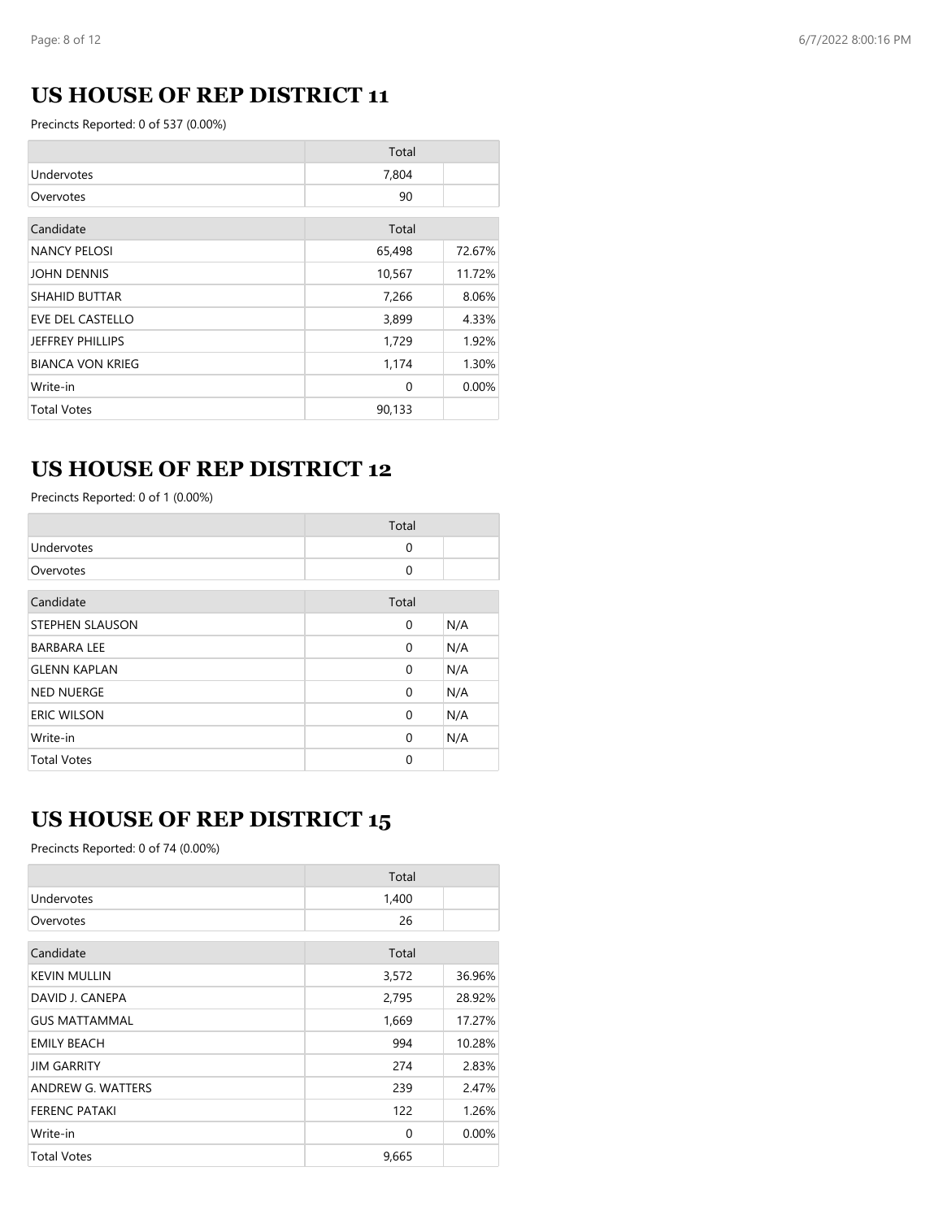## US HOUSE OF REP DISTRICT 11

Precincts Reported: 0 of 537 (0.00%)

| | Total | |
|---|---|---|
| Undervotes | 7,804 | |
| Overvotes | 90 | |

| Candidate | Total | |
|---|---|---|
| NANCY PELOSI | 65,498 | 72.67% |
| JOHN DENNIS | 10,567 | 11.72% |
| SHAHID BUTTAR | 7,266 | 8.06% |
| EVE DEL CASTELLO | 3,899 | 4.33% |
| JEFFREY PHILLIPS | 1,729 | 1.92% |
| BIANCA VON KRIEG | 1,174 | 1.30% |
| Write-in | 0 | 0.00% |
| Total Votes | 90,133 | |

## US HOUSE OF REP DISTRICT 12

Precincts Reported: 0 of 1 (0.00%)

| | Total | |
|---|---|---|
| Undervotes | 0 | |
| Overvotes | 0 | |

| Candidate | Total | |
|---|---|---|
| STEPHEN SLAUSON | 0 | N/A |
| BARBARA LEE | 0 | N/A |
| GLENN KAPLAN | 0 | N/A |
| NED NUERGE | 0 | N/A |
| ERIC WILSON | 0 | N/A |
| Write-in | 0 | N/A |
| Total Votes | 0 | |

## US HOUSE OF REP DISTRICT 15

Precincts Reported: 0 of 74 (0.00%)

| | Total | |
|---|---|---|
| Undervotes | 1,400 | |
| Overvotes | 26 | |

| Candidate | Total | |
|---|---|---|
| KEVIN MULLIN | 3,572 | 36.96% |
| DAVID J. CANEPA | 2,795 | 28.92% |
| GUS MATTAMMAL | 1,669 | 17.27% |
| EMILY BEACH | 994 | 10.28% |
| JIM GARRITY | 274 | 2.83% |
| ANDREW G. WATTERS | 239 | 2.47% |
| FERENC PATAKI | 122 | 1.26% |
| Write-in | 0 | 0.00% |
| Total Votes | 9,665 | |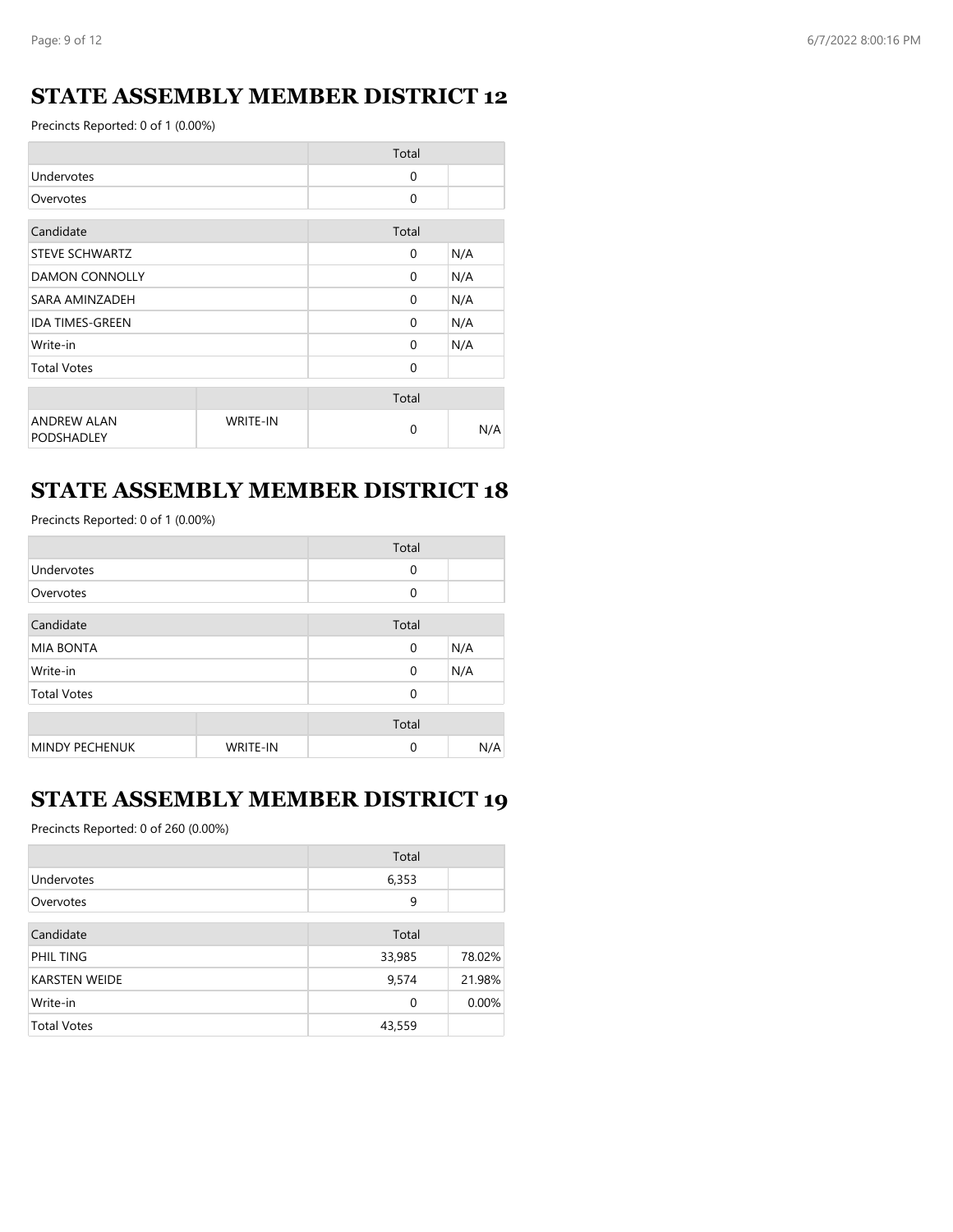## STATE ASSEMBLY MEMBER DISTRICT 12

Precincts Reported: 0 of 1 (0.00%)

| | Total | |
|---|---|---|
| Undervotes | 0 | |
| Overvotes | 0 | |

| Candidate | Total | |
|---|---|---|
| STEVE SCHWARTZ | 0 | N/A |
| DAMON CONNOLLY | 0 | N/A |
| SARA AMINZADEH | 0 | N/A |
| IDA TIMES-GREEN | 0 | N/A |
| Write-in | 0 | N/A |
| Total Votes | 0 | |

| | | Total | |
|---|---|---|---|
| ANDREW ALAN PODSHADLEY | WRITE-IN | 0 | N/A |

## STATE ASSEMBLY MEMBER DISTRICT 18

Precincts Reported: 0 of 1 (0.00%)

| | Total | |
|---|---|---|
| Undervotes | 0 | |
| Overvotes | 0 | |

| Candidate | Total | |
|---|---|---|
| MIA BONTA | 0 | N/A |
| Write-in | 0 | N/A |
| Total Votes | 0 | |

| | | Total | |
|---|---|---|---|
| MINDY PECHENUK | WRITE-IN | 0 | N/A |

## STATE ASSEMBLY MEMBER DISTRICT 19

Precincts Reported: 0 of 260 (0.00%)

| | Total | |
|---|---|---|
| Undervotes | 6,353 | |
| Overvotes | 9 | |

| Candidate | Total | |
|---|---|---|
| PHIL TING | 33,985 | 78.02% |
| KARSTEN WEIDE | 9,574 | 21.98% |
| Write-in | 0 | 0.00% |
| Total Votes | 43,559 | |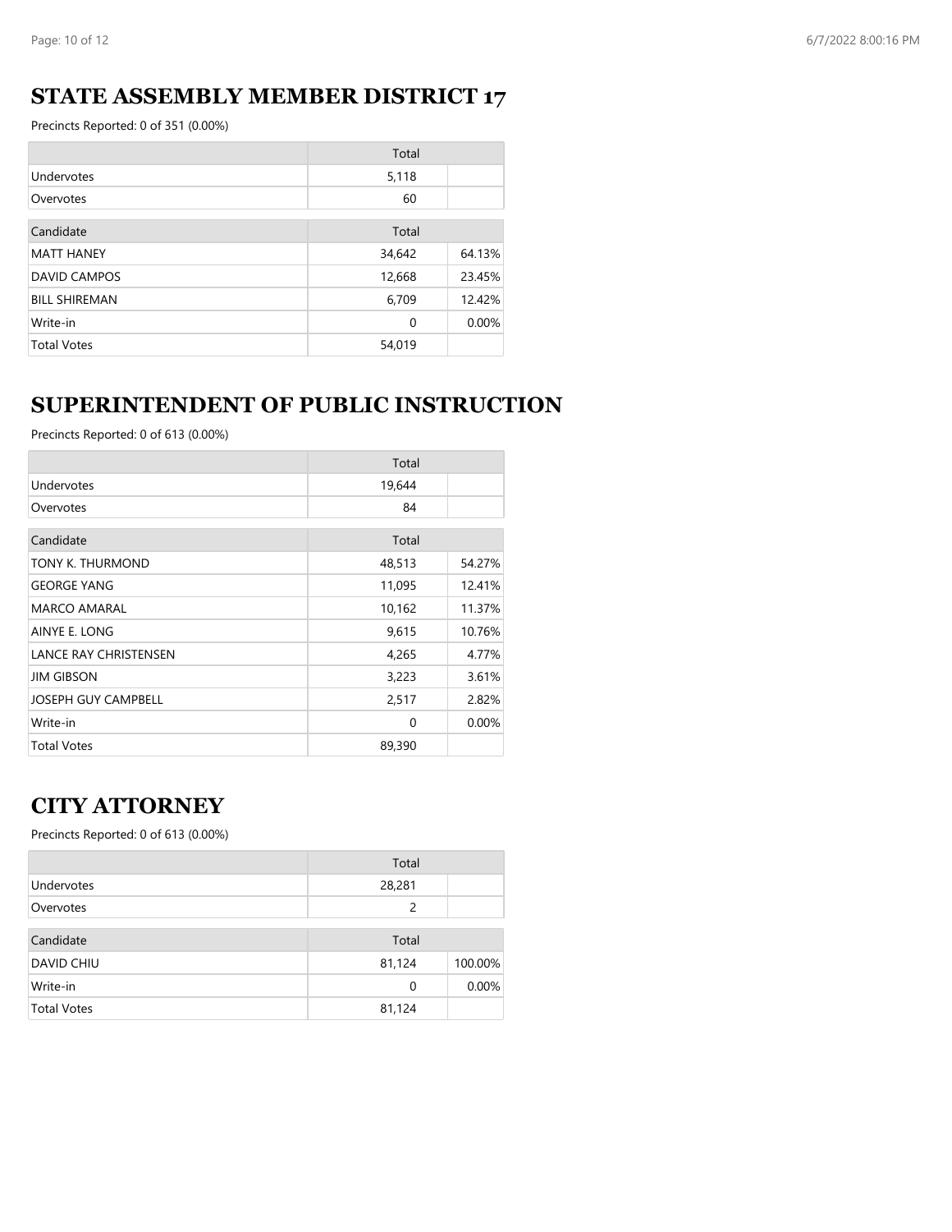## STATE ASSEMBLY MEMBER DISTRICT 17

Precincts Reported: 0 of 351 (0.00%)

| | Total | |
|---|---|---|
| Undervotes | 5,118 | |
| Overvotes | 60 | |

| Candidate | Total | |
|---|---|---|
| MATT HANEY | 34,642 | 64.13% |
| DAVID CAMPOS | 12,668 | 23.45% |
| BILL SHIREMAN | 6,709 | 12.42% |
| Write-in | 0 | 0.00% |
| Total Votes | 54,019 | |

## SUPERINTENDENT OF PUBLIC INSTRUCTION

Precincts Reported: 0 of 613 (0.00%)

| | Total | |
|---|---|---|
| Undervotes | 19,644 | |
| Overvotes | 84 | |

| Candidate | Total | |
|---|---|---|
| TONY K. THURMOND | 48,513 | 54.27% |
| GEORGE YANG | 11,095 | 12.41% |
| MARCO AMARAL | 10,162 | 11.37% |
| AINYE E. LONG | 9,615 | 10.76% |
| LANCE RAY CHRISTENSEN | 4,265 | 4.77% |
| JIM GIBSON | 3,223 | 3.61% |
| JOSEPH GUY CAMPBELL | 2,517 | 2.82% |
| Write-in | 0 | 0.00% |
| Total Votes | 89,390 | |

## CITY ATTORNEY

Precincts Reported: 0 of 613 (0.00%)

| | Total | |
|---|---|---|
| Undervotes | 28,281 | |
| Overvotes | 2 | |

| Candidate | Total | |
|---|---|---|
| DAVID CHIU | 81,124 | 100.00% |
| Write-in | 0 | 0.00% |
| Total Votes | 81,124 | |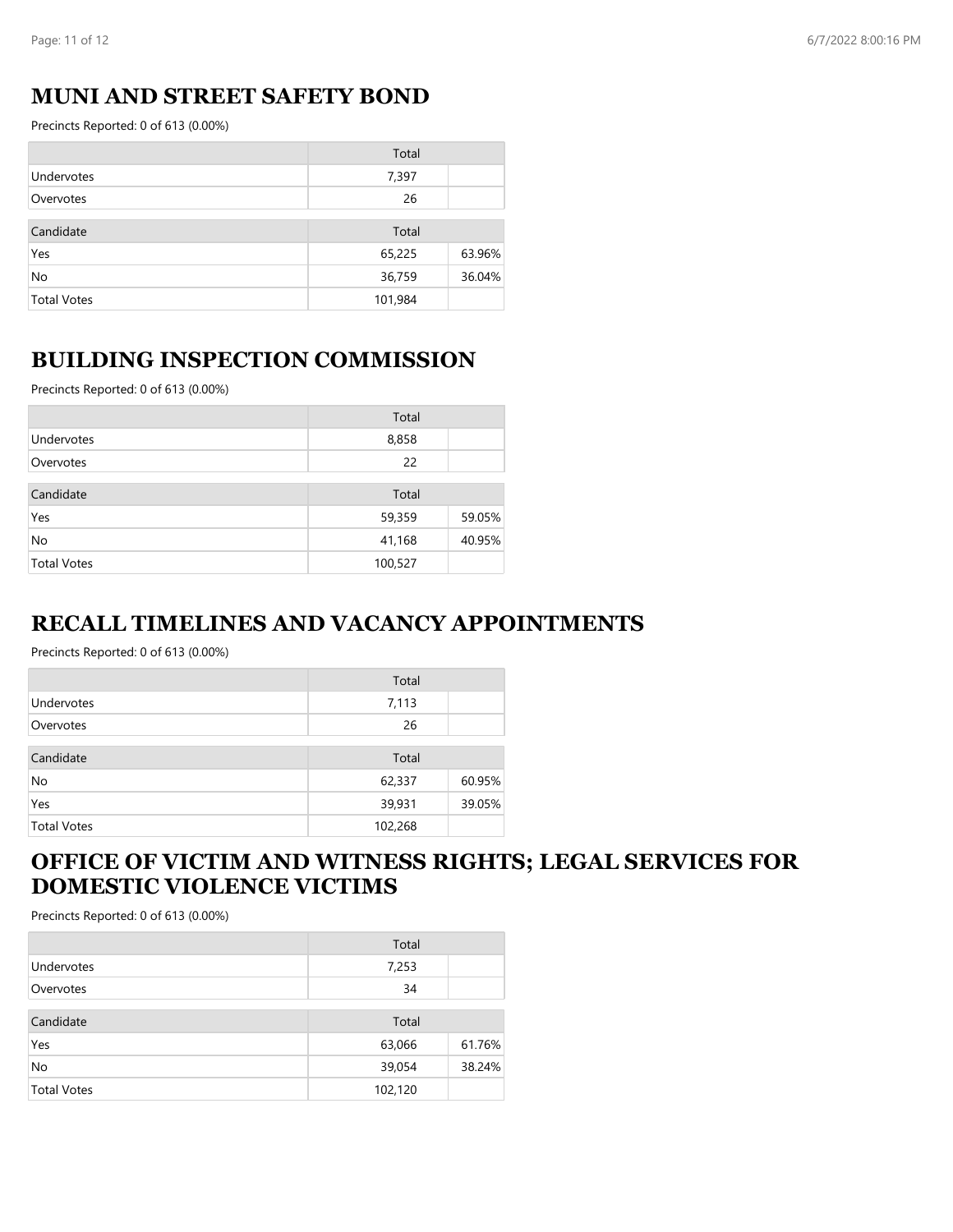## MUNI AND STREET SAFETY BOND

Precincts Reported: 0 of 613 (0.00%)

| | Total | |
|---|---|---|
| Undervotes | 7,397 | |
| Overvotes | 26 | |

| Candidate | Total | |
|---|---|---|
| Yes | 65,225 | 63.96% |
| No | 36,759 | 36.04% |
| Total Votes | 101,984 | |

## BUILDING INSPECTION COMMISSION

Precincts Reported: 0 of 613 (0.00%)

| | Total | |
|---|---|---|
| Undervotes | 8,858 | |
| Overvotes | 22 | |

| Candidate | Total | |
|---|---|---|
| Yes | 59,359 | 59.05% |
| No | 41,168 | 40.95% |
| Total Votes | 100,527 | |

## RECALL TIMELINES AND VACANCY APPOINTMENTS

Precincts Reported: 0 of 613 (0.00%)

| | Total | |
|---|---|---|
| Undervotes | 7,113 | |
| Overvotes | 26 | |

| Candidate | Total | |
|---|---|---|
| No | 62,337 | 60.95% |
| Yes | 39,931 | 39.05% |
| Total Votes | 102,268 | |

## OFFICE OF VICTIM AND WITNESS RIGHTS; LEGAL SERVICES FOR DOMESTIC VIOLENCE VICTIMS

Precincts Reported: 0 of 613 (0.00%)

| | Total | |
|---|---|---|
| Undervotes | 7,253 | |
| Overvotes | 34 | |

| Candidate | Total | |
|---|---|---|
| Yes | 63,066 | 61.76% |
| No | 39,054 | 38.24% |
| Total Votes | 102,120 | |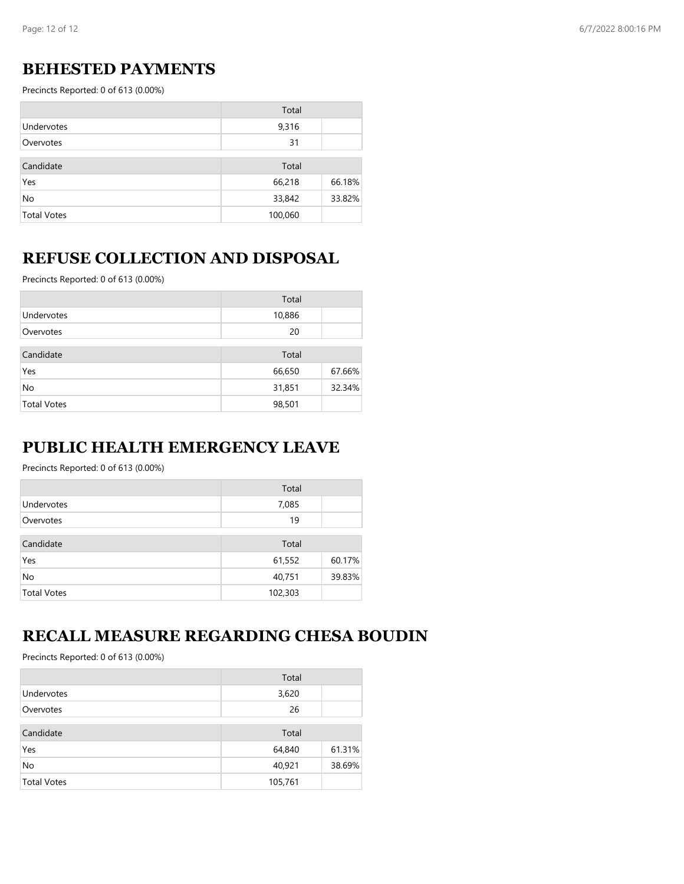## BEHESTED PAYMENTS

Precincts Reported: 0 of 613 (0.00%)

| | Total | |
|---|---|---|
| Undervotes | 9,316 | |
| Overvotes | 31 | |
| Candidate | Total | |
| Yes | 66,218 | 66.18% |
| No | 33,842 | 33.82% |
| Total Votes | 100,060 | |

## REFUSE COLLECTION AND DISPOSAL

Precincts Reported: 0 of 613 (0.00%)

| | Total | |
|---|---|---|
| Undervotes | 10,886 | |
| Overvotes | 20 | |
| Candidate | Total | |
| Yes | 66,650 | 67.66% |
| No | 31,851 | 32.34% |
| Total Votes | 98,501 | |

## PUBLIC HEALTH EMERGENCY LEAVE

Precincts Reported: 0 of 613 (0.00%)

| | Total | |
|---|---|---|
| Undervotes | 7,085 | |
| Overvotes | 19 | |
| Candidate | Total | |
| Yes | 61,552 | 60.17% |
| No | 40,751 | 39.83% |
| Total Votes | 102,303 | |

## RECALL MEASURE REGARDING CHESA BOUDIN

Precincts Reported: 0 of 613 (0.00%)

| | Total | |
|---|---|---|
| Undervotes | 3,620 | |
| Overvotes | 26 | |
| Candidate | Total | |
| Yes | 64,840 | 61.31% |
| No | 40,921 | 38.69% |
| Total Votes | 105,761 | |